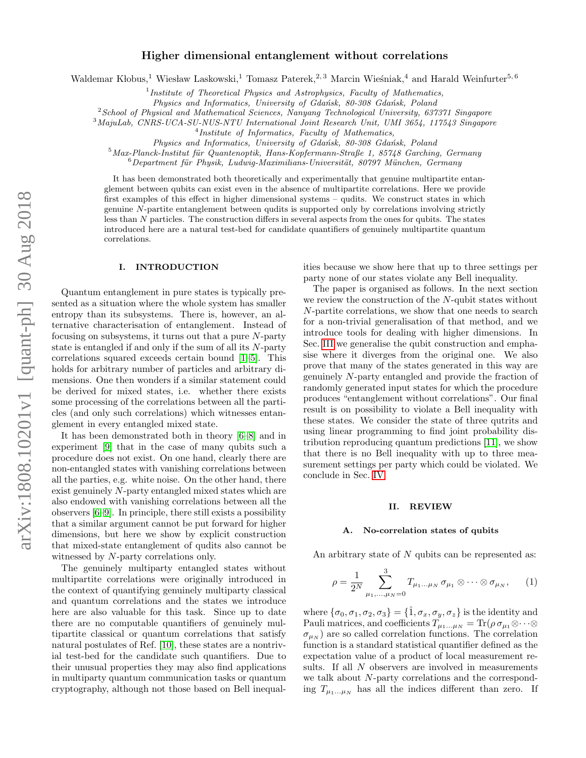# Higher dimensional entanglement without correlations

Waldemar Kłobus,[1] Wiesław Laskowski,[1] Tomasz Paterek,[2,3] Marcin Wieśniak,[4] and Harald Weinfurter[5,6]

[1] *Institute of Theoretical Physics and Astrophysics, Faculty of Mathematics, Physics and Informatics, University of Gdańsk, 80-308 Gdańsk, Poland*

[2] *School of Physical and Mathematical Sciences, Nanyang Technological University, 637371 Singapore*

[3] *MajuLab, CNRS-UCA-SU-NUS-NTU International Joint Research Unit, UMI 3654, 117543 Singapore*

[4] *Institute of Informatics, Faculty of Mathematics, Physics and Informatics, University of Gdańsk, 80-308 Gdańsk, Poland*

[5] *Max-Planck-Institut für Quantenoptik, Hans-Kopfermann-Straße 1, 85748 Garching, Germany*

[6] *Department für Physik, Ludwig-Maximilians-Universität, 80797 München, Germany*

It has been demonstrated both theoretically and experimentally that genuine multipartite entanglement between qubits can exist even in the absence of multipartite correlations. Here we provide first examples of this effect in higher dimensional systems – qudits. We construct states in which genuine $N$-partite entanglement between qudits is supported only by correlations involving strictly less than $N$ particles. The construction differs in several aspects from the ones for qubits. The states introduced here are a natural test-bed for candidate quantifiers of genuinely multipartite quantum correlations.

## I. INTRODUCTION

Quantum entanglement in pure states is typically presented as a situation where the whole system has smaller entropy than its subsystems. There is, however, an alternative characterisation of entanglement. Instead of focusing on subsystems, it turns out that a pure $N$-party state is entangled if and only if the sum of all its $N$-party correlations squared exceeds certain bound [1–5]. This holds for arbitrary number of particles and arbitrary dimensions. One then wonders if a similar statement could be derived for mixed states, i.e. whether there exists some processing of the correlations between all the particles (and only such correlations) which witnesses entanglement in every entangled mixed state.

It has been demonstrated both in theory [6–8] and in experiment [9] that in the case of many qubits such a procedure does not exist. On one hand, clearly there are non-entangled states with vanishing correlations between all the parties, e.g. white noise. On the other hand, there exist genuinely $N$-party entangled mixed states which are also endowed with vanishing correlations between all the observers [6–9]. In principle, there still exists a possibility that a similar argument cannot be put forward for higher dimensions, but here we show by explicit construction that mixed-state entanglement of qudits also cannot be witnessed by $N$-party correlations only.

The genuinely multiparty entangled states without multipartite correlations were originally introduced in the context of quantifying genuinely multiparty classical and quantum correlations and the states we introduce here are also valuable for this task. Since up to date there are no computable quantifiers of genuinely multipartite classical or quantum correlations that satisfy natural postulates of Ref. [10], these states are a nontrivial test-bed for the candidate such quantifiers. Due to their unusual properties they may also find applications in multiparty quantum communication tasks or quantum cryptography, although not those based on Bell inequalities because we show here that up to three settings per party none of our states violate any Bell inequality.

The paper is organised as follows. In the next section we review the construction of the $N$-qubit states without $N$-partite correlations, we show that one needs to search for a non-trivial generalisation of that method, and we introduce tools for dealing with higher dimensions. In Sec. III we generalise the qubit construction and emphasise where it diverges from the original one. We also prove that many of the states generated in this way are genuinely $N$-party entangled and provide the fraction of randomly generated input states for which the procedure produces "entanglement without correlations". Our final result is on possibility to violate a Bell inequality with these states. We consider the state of three qutrits and using linear programming to find joint probability distribution reproducing quantum predictions [11], we show that there is no Bell inequality with up to three measurement settings per party which could be violated. We conclude in Sec. IV.

## II. REVIEW

### A. No-correlation states of qubits

An arbitrary state of $N$ qubits can be represented as:

$$\rho = \frac{1}{2^N} \sum_{\mu_1,\dots,\mu_N=0}^{3} T_{\mu_1\dots\mu_N}\, \sigma_{\mu_1} \otimes \cdots \otimes \sigma_{\mu_N}, \tag{1}$$

where $\{\sigma_0, \sigma_1, \sigma_2, \sigma_3\} = \{\hat{1}, \sigma_x, \sigma_y, \sigma_z\}$ is the identity and Pauli matrices, and coefficients $T_{\mu_1\dots\mu_N} = \mathrm{Tr}(\rho\, \sigma_{\mu_1} \otimes \cdots \otimes \sigma_{\mu_N})$ are so called correlation functions. The correlation function is a standard statistical quantifier defined as the expectation value of a product of local measurement results. If all $N$ observers are involved in measurements we talk about $N$-party correlations and the corresponding $T_{\mu_1\dots\mu_N}$ has all the indices different than zero. If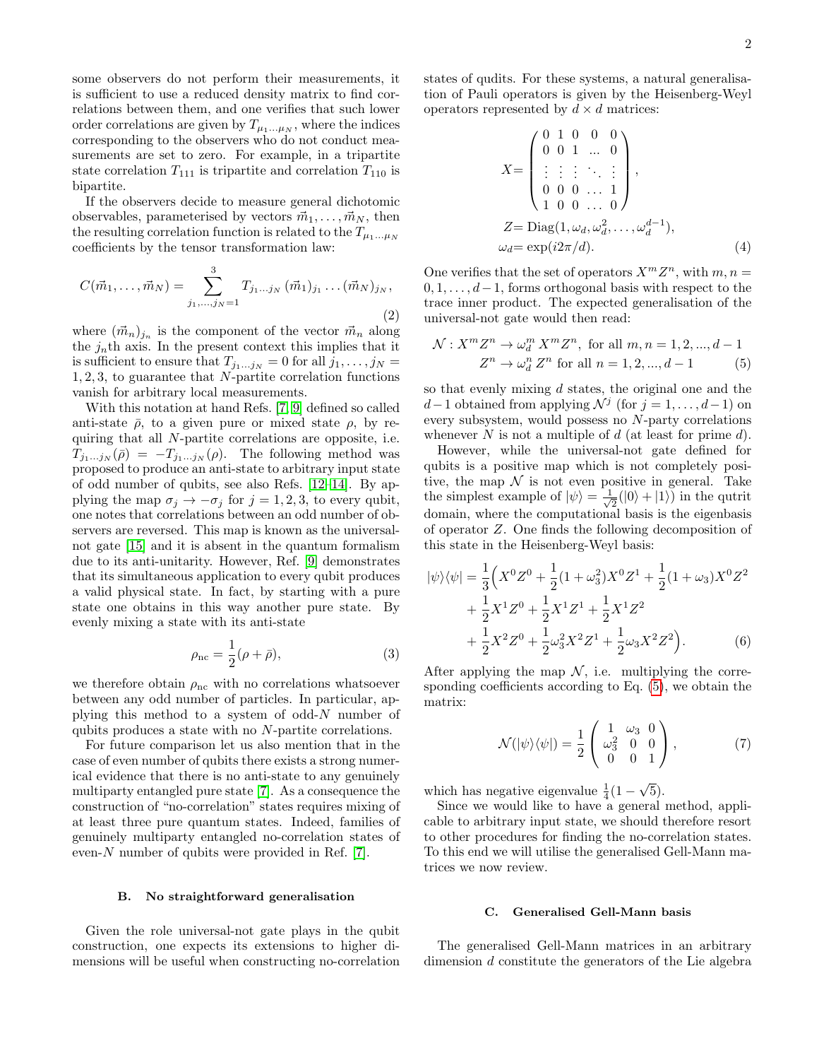some observers do not perform their measurements, it is sufficient to use a reduced density matrix to find correlations between them, and one verifies that such lower order correlations are given by $T_{\mu_1 \dots \mu_N}$, where the indices corresponding to the observers who do not conduct measurements are set to zero. For example, in a tripartite state correlation $T_{111}$ is tripartite and correlation $T_{110}$ is bipartite.

If the observers decide to measure general dichotomic observables, parameterised by vectors $\vec{m}_1, \dots, \vec{m}_N$, then the resulting correlation function is related to the $T_{\mu_1 \dots \mu_N}$ coefficients by the tensor transformation law:

$$C(\vec{m}_1, \dots, \vec{m}_N) = \sum_{j_1, \dots, j_N = 1}^{3} T_{j_1 \dots j_N} \, (\vec{m}_1)_{j_1} \dots (\vec{m}_N)_{j_N}, \tag{2}$$

where $(\vec{m}_n)_{j_n}$ is the component of the vector $\vec{m}_n$ along the $j_n$th axis. In the present context this implies that it is sufficient to ensure that $T_{j_1 \dots j_N} = 0$ for all $j_1, \dots, j_N = 1, 2, 3$, to guarantee that $N$-partite correlation functions vanish for arbitrary local measurements.

With this notation at hand Refs. [7, 9] defined so called anti-state $\bar{\rho}$, to a given pure or mixed state $\rho$, by requiring that all $N$-partite correlations are opposite, i.e. $T_{j_1 \dots j_N}(\bar{\rho}) = -T_{j_1 \dots j_N}(\rho)$. The following method was proposed to produce an anti-state to arbitrary input state of odd number of qubits, see also Refs. [12–14]. By applying the map $\sigma_j \to -\sigma_j$ for $j = 1, 2, 3$, to every qubit, one notes that correlations between an odd number of observers are reversed. This map is known as the universal-not gate [15] and it is absent in the quantum formalism due to its anti-unitarity. However, Ref. [9] demonstrates that its simultaneous application to every qubit produces a valid physical state. In fact, by starting with a pure state one obtains in this way another pure state. By evenly mixing a state with its anti-state

$$\rho_{\text{nc}} = \frac{1}{2}(\rho + \bar{\rho}), \tag{3}$$

we therefore obtain $\rho_{\text{nc}}$ with no correlations whatsoever between any odd number of particles. In particular, applying this method to a system of odd-$N$ number of qubits produces a state with no $N$-partite correlations.

For future comparison let us also mention that in the case of even number of qubits there exists a strong numerical evidence that there is no anti-state to any genuinely multiparty entangled pure state [7]. As a consequence the construction of "no-correlation" states requires mixing of at least three pure quantum states. Indeed, families of genuinely multiparty entangled no-correlation states of even-$N$ number of qubits were provided in Ref. [7].

### B. No straightforward generalisation

Given the role universal-not gate plays in the qubit construction, one expects its extensions to higher dimensions will be useful when constructing no-correlation states of qudits. For these systems, a natural generalisation of Pauli operators is given by the Heisenberg-Weyl operators represented by $d \times d$ matrices:

$$\begin{aligned} X &= \begin{pmatrix} 0 & 1 & 0 & 0 & 0 \\ 0 & 0 & 1 & \dots & 0 \\ \vdots & \vdots & \vdots & \ddots & \vdots \\ 0 & 0 & 0 & \dots & 1 \\ 1 & 0 & 0 & \dots & 0 \end{pmatrix}, \\ Z &= \text{Diag}(1, \omega_d, \omega_d^2, \dots, \omega_d^{d-1}), \\ \omega_d &= \exp(i 2\pi/d). \end{aligned} \tag{4}$$

One verifies that the set of operators $X^m Z^n$, with $m, n = 0, 1, \dots, d-1$, forms orthogonal basis with respect to the trace inner product. The expected generalisation of the universal-not gate would then read:

$$\begin{aligned} \mathcal{N} : X^m Z^n &\to \omega_d^m \, X^m Z^n, \text{ for all } m, n = 1, 2, ..., d-1 \\ Z^n &\to \omega_d^n \, Z^n \text{ for all } n = 1, 2, ..., d-1 \end{aligned} \tag{5}$$

so that evenly mixing $d$ states, the original one and the $d-1$ obtained from applying $\mathcal{N}^j$ (for $j = 1, \dots, d-1$) on every subsystem, would possess no $N$-party correlations whenever $N$ is not a multiple of $d$ (at least for prime $d$).

However, while the universal-not gate defined for qubits is a positive map which is not completely positive, the map $\mathcal{N}$ is not even positive in general. Take the simplest example of $|\psi\rangle = \frac{1}{\sqrt{2}}(|0\rangle + |1\rangle)$ in the qutrit domain, where the computational basis is the eigenbasis of operator $Z$. One finds the following decomposition of this state in the Heisenberg-Weyl basis:

$$\begin{aligned} |\psi\rangle\langle\psi| = \frac{1}{3}\Big( & X^0 Z^0 + \frac{1}{2}(1 + \omega_3^2) X^0 Z^1 + \frac{1}{2}(1 + \omega_3) X^0 Z^2 \\ & + \frac{1}{2} X^1 Z^0 + \frac{1}{2} X^1 Z^1 + \frac{1}{2} X^1 Z^2 \\ & + \frac{1}{2} X^2 Z^0 + \frac{1}{2} \omega_3^2 X^2 Z^1 + \frac{1}{2} \omega_3 X^2 Z^2 \Big). \end{aligned} \tag{6}$$

After applying the map $\mathcal{N}$, i.e. multiplying the corresponding coefficients according to Eq. (5), we obtain the matrix:

$$\mathcal{N}(|\psi\rangle\langle\psi|) = \frac{1}{2} \begin{pmatrix} 1 & \omega_3 & 0 \\ \omega_3^2 & 0 & 0 \\ 0 & 0 & 1 \end{pmatrix}, \tag{7}$$

which has negative eigenvalue $\frac{1}{4}(1 - \sqrt{5})$.

Since we would like to have a general method, applicable to arbitrary input state, we should therefore resort to other procedures for finding the no-correlation states. To this end we will utilise the generalised Gell-Mann matrices we now review.

### C. Generalised Gell-Mann basis

The generalised Gell-Mann matrices in an arbitrary dimension $d$ constitute the generators of the Lie algebra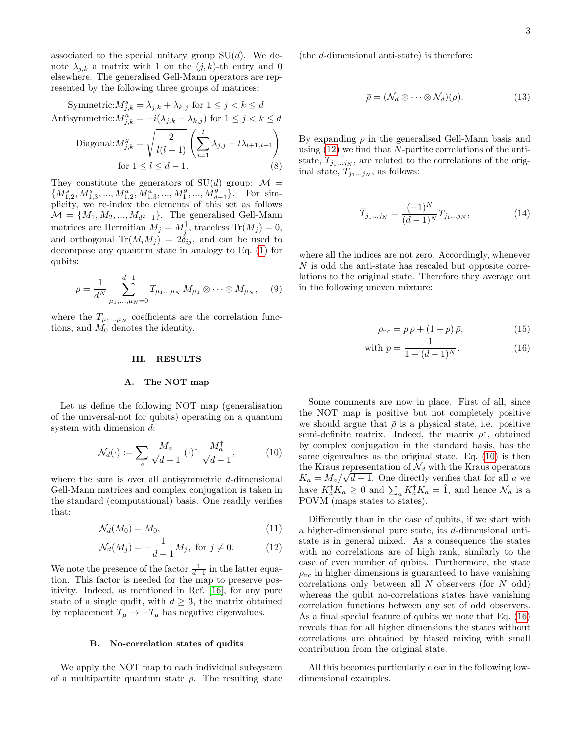associated to the special unitary group SU($d$). We denote $\lambda_{j,k}$ a matrix with 1 on the $(j,k)$-th entry and 0 elsewhere. The generalised Gell-Mann operators are represented by the following three groups of matrices:

$$
\begin{aligned}
\text{Symmetric:} M^s_{j,k} &= \lambda_{j,k} + \lambda_{k,j} \text{ for } 1 \le j < k \le d \\
\text{Antisymmetric:} M^a_{j,k} &= -i(\lambda_{j,k} - \lambda_{k,j}) \text{ for } 1 \le j < k \le d \\
\text{Diagonal:} M^g_{j,k} &= \sqrt{\frac{2}{l(l+1)}} \left( \sum_{i=1}^{l} \lambda_{j,j} - l\lambda_{l+1,l+1} \right) \\
&\text{for } 1 \le l \le d-1. \qquad (8)
\end{aligned}
$$

They constitute the generators of SU($d$) group: $\mathcal{M} = \{M^s_{1,2}, M^s_{1,3}, ..., M^a_{1,2}, M^a_{1,3}, ..., M^g_1, ..., M^g_{d-1}\}$. For simplicity, we re-index the elements of this set as follows $\mathcal{M} = \{M_1, M_2, ..., M_{d^2-1}\}$. The generalised Gell-Mann matrices are Hermitian $M_j = M_j^\dagger$, traceless $\text{Tr}(M_j) = 0$, and orthogonal $\text{Tr}(M_i M_j) = 2\delta_{ij}$, and can be used to decompose any quantum state in analogy to Eq. (1) for qubits:

$$
\rho = \frac{1}{d^N} \sum_{\mu_1,...,\mu_N=0}^{d-1} T_{\mu_1 \dots \mu_N} \, M_{\mu_1} \otimes \cdots \otimes M_{\mu_N}, \quad (9)
$$

where the $T_{\mu_1 \dots \mu_N}$ coefficients are the correlation functions, and $M_0$ denotes the identity.

## III. RESULTS

### A. The NOT map

Let us define the following NOT map (generalisation of the universal-not for qubits) operating on a quantum system with dimension $d$:

$$
\mathcal{N}_d(\cdot) := \sum_a \frac{M_a}{\sqrt{d-1}} \, (\cdot)^* \, \frac{M_a^\dagger}{\sqrt{d-1}}, \quad (10)
$$

where the sum is over all antisymmetric $d$-dimensional Gell-Mann matrices and complex conjugation is taken in the standard (computational) basis. One readily verifies that:

$$
\mathcal{N}_d(M_0) = M_0, \quad (11)
$$

$$
\mathcal{N}_d(M_j) = -\frac{1}{d-1} M_j, \text{ for } j \neq 0. \quad (12)
$$

We note the presence of the factor $\frac{1}{d-1}$ in the latter equation. This factor is needed for the map to preserve positivity. Indeed, as mentioned in Ref. [16], for any pure state of a single qudit, with $d \ge 3$, the matrix obtained by replacement $T_\mu \to -T_\mu$ has negative eigenvalues.

### B. No-correlation states of qudits

We apply the NOT map to each individual subsystem of a multipartite quantum state $\rho$. The resulting state (the $d$-dimensional anti-state) is therefore:

$$
\bar{\rho} = (\mathcal{N}_d \otimes \cdots \otimes \mathcal{N}_d)(\rho). \quad (13)
$$

By expanding $\rho$ in the generalised Gell-Mann basis and using (12) we find that $N$-partite correlations of the anti-state, $\bar{T}_{j_1 \dots j_N}$, are related to the correlations of the original state, $T_{j_1 \dots j_N}$, as follows:

$$
\bar{T}_{j_1 \dots j_N} = \frac{(-1)^N}{(d-1)^N} T_{j_1 \dots j_N}, \quad (14)
$$

where all the indices are not zero. Accordingly, whenever $N$ is odd the anti-state has rescaled but opposite correlations to the original state. Therefore they average out in the following uneven mixture:

$$
\rho_{\text{nc}} = p \, \rho + (1-p) \, \bar{\rho}, \quad (15)
$$

$$
\text{with } p = \frac{1}{1 + (d-1)^N}. \quad (16)
$$

Some comments are now in place. First of all, since the NOT map is positive but not completely positive we should argue that $\bar{\rho}$ is a physical state, i.e. positive semi-definite matrix. Indeed, the matrix $\rho^*$, obtained by complex conjugation in the standard basis, has the same eigenvalues as the original state. Eq. (10) is then the Kraus representation of $\mathcal{N}_d$ with the Kraus operators $K_a = M_a/\sqrt{d-1}$. One directly verifies that for all $a$ we have $K_a^\dagger K_a \ge 0$ and $\sum_a K_a^\dagger K_a = \hat{1}$, and hence $\mathcal{N}_d$ is a POVM (maps states to states).

Differently than in the case of qubits, if we start with a higher-dimensional pure state, its $d$-dimensional anti-state is in general mixed. As a consequence the states with no correlations are of high rank, similarly to the case of even number of qubits. Furthermore, the state $\rho_{\text{nc}}$ in higher dimensions is guaranteed to have vanishing correlations only between all $N$ observers (for $N$ odd) whereas the qubit no-correlations states have vanishing correlation functions between any set of odd observers. As a final special feature of qubits we note that Eq. (16) reveals that for all higher dimensions the states without correlations are obtained by biased mixing with small contribution from the original state.

All this becomes particularly clear in the following low-dimensional examples.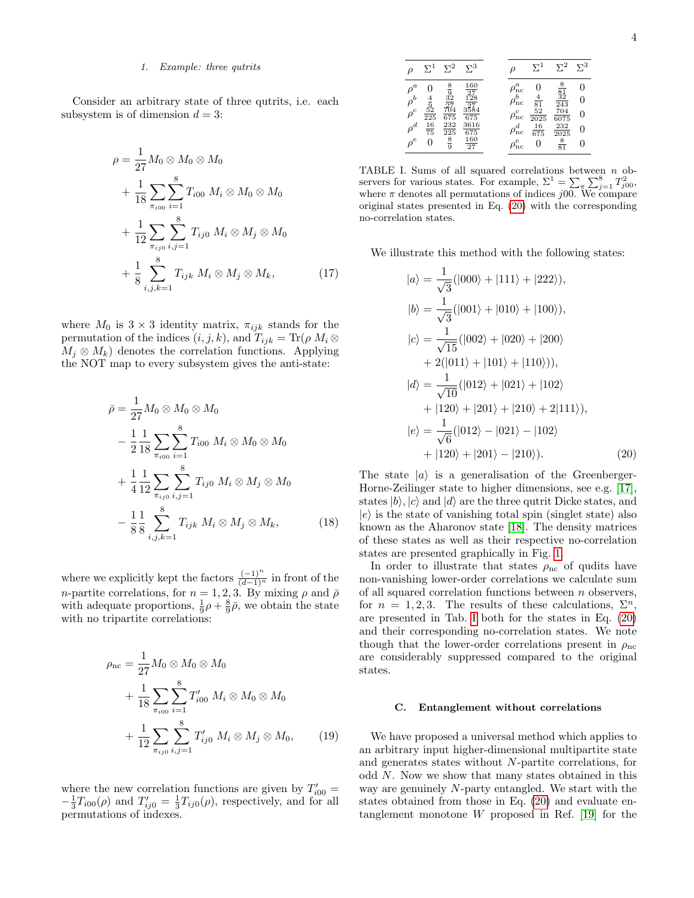#### 1. Example: three qutrits

Consider an arbitrary state of three qutrits, i.e. each subsystem is of dimension $d = 3$:

$$
\begin{aligned}
\rho = &\frac{1}{27} M_0 \otimes M_0 \otimes M_0 \\
&+ \frac{1}{18} \sum_{\pi_{i00}} \sum_{i=1}^{8} T_{i00}\ M_i \otimes M_0 \otimes M_0 \\
&+ \frac{1}{12} \sum_{\pi_{ij0}} \sum_{i,j=1}^{8} T_{ij0}\ M_i \otimes M_j \otimes M_0 \\
&+ \frac{1}{8} \sum_{i,j,k=1}^{8} T_{ijk}\ M_i \otimes M_j \otimes M_k,
\end{aligned} \tag{17}
$$

where $M_0$ is $3 \times 3$ identity matrix, $\pi_{ijk}$ stands for the permutation of the indices $(i, j, k)$, and $T_{ijk} = \mathrm{Tr}(\rho\ M_i \otimes M_j \otimes M_k)$ denotes the correlation functions. Applying the NOT map to every subsystem gives the anti-state:

$$
\begin{aligned}
\bar{\rho} = &\frac{1}{27} M_0 \otimes M_0 \otimes M_0 \\
&- \frac{1}{2}\frac{1}{18} \sum_{\pi_{i00}} \sum_{i=1}^{8} T_{i00}\ M_i \otimes M_0 \otimes M_0 \\
&+ \frac{1}{4}\frac{1}{12} \sum_{\pi_{ij0}} \sum_{i,j=1}^{8} T_{ij0}\ M_i \otimes M_j \otimes M_0 \\
&- \frac{1}{8}\frac{1}{8} \sum_{i,j,k=1}^{8} T_{ijk}\ M_i \otimes M_j \otimes M_k,
\end{aligned} \tag{18}
$$

where we explicitly kept the factors $\frac{(-1)^n}{(d-1)^n}$ in front of the $n$-partite correlations, for $n = 1, 2, 3$. By mixing $\rho$ and $\bar{\rho}$ with adequate proportions, $\frac{1}{9}\rho + \frac{8}{9}\bar{\rho}$, we obtain the state with no tripartite correlations:

$$
\begin{aligned}
\rho_{\mathrm{nc}} = &\frac{1}{27} M_0 \otimes M_0 \otimes M_0 \\
&+ \frac{1}{18} \sum_{\pi_{i00}} \sum_{i=1}^{8} T'_{i00}\ M_i \otimes M_0 \otimes M_0 \\
&+ \frac{1}{12} \sum_{\pi_{ij0}} \sum_{i,j=1}^{8} T'_{ij0}\ M_i \otimes M_j \otimes M_0,
\end{aligned} \tag{19}
$$

where the new correlation functions are given by $T'_{i00} = -\frac{1}{3}T_{i00}(\rho)$ and $T'_{ij0} = \frac{1}{3}T_{ij0}(\rho)$, respectively, and for all permutations of indexes.

| $\rho$ | $\Sigma^1$ | $\Sigma^2$ | $\Sigma^3$ | | $\rho$ | $\Sigma^1$ | $\Sigma^2$ | $\Sigma^3$ |
|---|---|---|---|---|---|---|---|---|
| $\rho^a$ | $0$ | $\frac{8}{9}$ | $\frac{160}{27}$ | | $\rho^a_{\mathrm{nc}}$ | $0$ | $\frac{8}{81}$ | $0$ |
| $\rho^b$ | $\frac{4}{9}$ | $\frac{32}{27}$ | $\frac{128}{27}$ | | $\rho^b_{\mathrm{nc}}$ | $\frac{4}{81}$ | $\frac{32}{243}$ | $0$ |
| $\rho^c$ | $\frac{52}{225}$ | $\frac{704}{675}$ | $\frac{3584}{675}$ | | $\rho^c_{\mathrm{nc}}$ | $\frac{52}{2025}$ | $\frac{704}{6075}$ | $0$ |
| $\rho^d$ | $\frac{16}{75}$ | $\frac{232}{225}$ | $\frac{3616}{675}$ | | $\rho^d_{\mathrm{nc}}$ | $\frac{16}{675}$ | $\frac{232}{2025}$ | $0$ |
| $\rho^e$ | $0$ | $\frac{8}{9}$ | $\frac{160}{27}$ | | $\rho^e_{\mathrm{nc}}$ | $0$ | $\frac{8}{81}$ | $0$ |

TABLE I. Sums of all squared correlations between $n$ observers for various states. For example, $\Sigma^1 = \sum_\pi \sum_{j=1}^{8} T^2_{j00}$, where $\pi$ denotes all permutations of indices $j00$. We compare original states presented in Eq. (20) with the corresponding no-correlation states.

We illustrate this method with the following states:

$$
\begin{aligned}
|a\rangle &= \frac{1}{\sqrt{3}}(|000\rangle + |111\rangle + |222\rangle), \\
|b\rangle &= \frac{1}{\sqrt{3}}(|001\rangle + |010\rangle + |100\rangle), \\
|c\rangle &= \frac{1}{\sqrt{15}}(|002\rangle + |020\rangle + |200\rangle \\
&\quad + 2(|011\rangle + |101\rangle + |110\rangle)), \\
|d\rangle &= \frac{1}{\sqrt{10}}(|012\rangle + |021\rangle + |102\rangle \\
&\quad + |120\rangle + |201\rangle + |210\rangle + 2|111\rangle), \\
|e\rangle &= \frac{1}{\sqrt{6}}(|012\rangle - |021\rangle - |102\rangle \\
&\quad + |120\rangle + |201\rangle - |210\rangle).
\end{aligned} \tag{20}
$$

The state $|a\rangle$ is a generalisation of the Greenberger-Horne-Zeilinger state to higher dimensions, see e.g. [17], states $|b\rangle, |c\rangle$ and $|d\rangle$ are the three qutrit Dicke states, and $|e\rangle$ is the state of vanishing total spin (singlet state) also known as the Aharonov state [18]. The density matrices of these states as well as their respective no-correlation states are presented graphically in Fig. 1.

In order to illustrate that states $\rho_{\mathrm{nc}}$ of qudits have non-vanishing lower-order correlations we calculate sum of all squared correlation functions between $n$ observers, for $n = 1, 2, 3$. The results of these calculations, $\Sigma^n$, are presented in Tab. I both for the states in Eq. (20) and their corresponding no-correlation states. We note though that the lower-order correlations present in $\rho_{\mathrm{nc}}$ are considerably suppressed compared to the original states.

### C. Entanglement without correlations

We have proposed a universal method which applies to an arbitrary input higher-dimensional multipartite state and generates states without $N$-partite correlations, for odd $N$. Now we show that many states obtained in this way are genuinely $N$-party entangled. We start with the states obtained from those in Eq. (20) and evaluate entanglement monotone $W$ proposed in Ref. [19] for the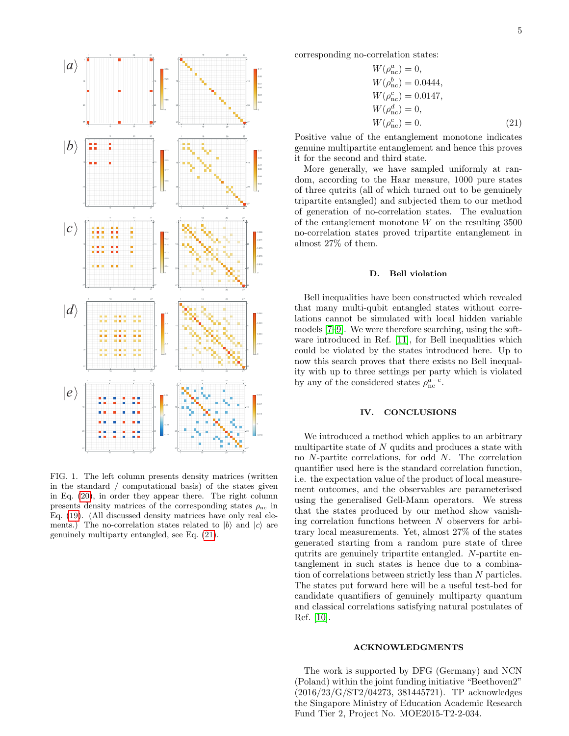FIG. 1. The left column presents density matrices (written in the standard / computational basis) of the states given in Eq. (20), in order they appear there. The right column presents density matrices of the corresponding states $\rho_{\rm nc}$ in Eq. (19). (All discussed density matrices have only real elements.) The no-correlation states related to $|b\rangle$ and $|c\rangle$ are genuinely multiparty entangled, see Eq. (21).

corresponding no-correlation states:

$$
\begin{aligned}
W(\rho_{\rm nc}^{a}) &= 0, \\
W(\rho_{\rm nc}^{b}) &= 0.0444, \\
W(\rho_{\rm nc}^{c}) &= 0.0147, \\
W(\rho_{\rm nc}^{d}) &= 0, \\
W(\rho_{\rm nc}^{e}) &= 0.
\end{aligned} \tag{21}
$$

Positive value of the entanglement monotone indicates genuine multipartite entanglement and hence this proves it for the second and third state.

More generally, we have sampled uniformly at random, according to the Haar measure, 1000 pure states of three qutrits (all of which turned out to be genuinely tripartite entangled) and subjected them to our method of generation of no-correlation states. The evaluation of the entanglement monotone $W$ on the resulting 3500 no-correlation states proved tripartite entanglement in almost 27% of them.

### D. Bell violation

Bell inequalities have been constructed which revealed that many multi-qubit entangled states without correlations cannot be simulated with local hidden variable models [7–9]. We were therefore searching, using the software introduced in Ref. [11], for Bell inequalities which could be violated by the states introduced here. Up to now this search proves that there exists no Bell inequality with up to three settings per party which is violated by any of the considered states $\rho_{\rm nc}^{a-e}$.

## IV. CONCLUSIONS

We introduced a method which applies to an arbitrary multipartite state of $N$ qudits and produces a state with no $N$-partite correlations, for odd $N$. The correlation quantifier used here is the standard correlation function, i.e. the expectation value of the product of local measurement outcomes, and the observables are parameterised using the generalised Gell-Mann operators. We stress that the states produced by our method show vanishing correlation functions between $N$ observers for arbitrary local measurements. Yet, almost 27% of the states generated starting from a random pure state of three qutrits are genuinely tripartite entangled. $N$-partite entanglement in such states is hence due to a combination of correlations between strictly less than $N$ particles. The states put forward here will be a useful test-bed for candidate quantifiers of genuinely multiparty quantum and classical correlations satisfying natural postulates of Ref. [10].

## ACKNOWLEDGMENTS

The work is supported by DFG (Germany) and NCN (Poland) within the joint funding initiative "Beethoven2" (2016/23/G/ST2/04273, 381445721). TP acknowledges the Singapore Ministry of Education Academic Research Fund Tier 2, Project No. MOE2015-T2-2-034.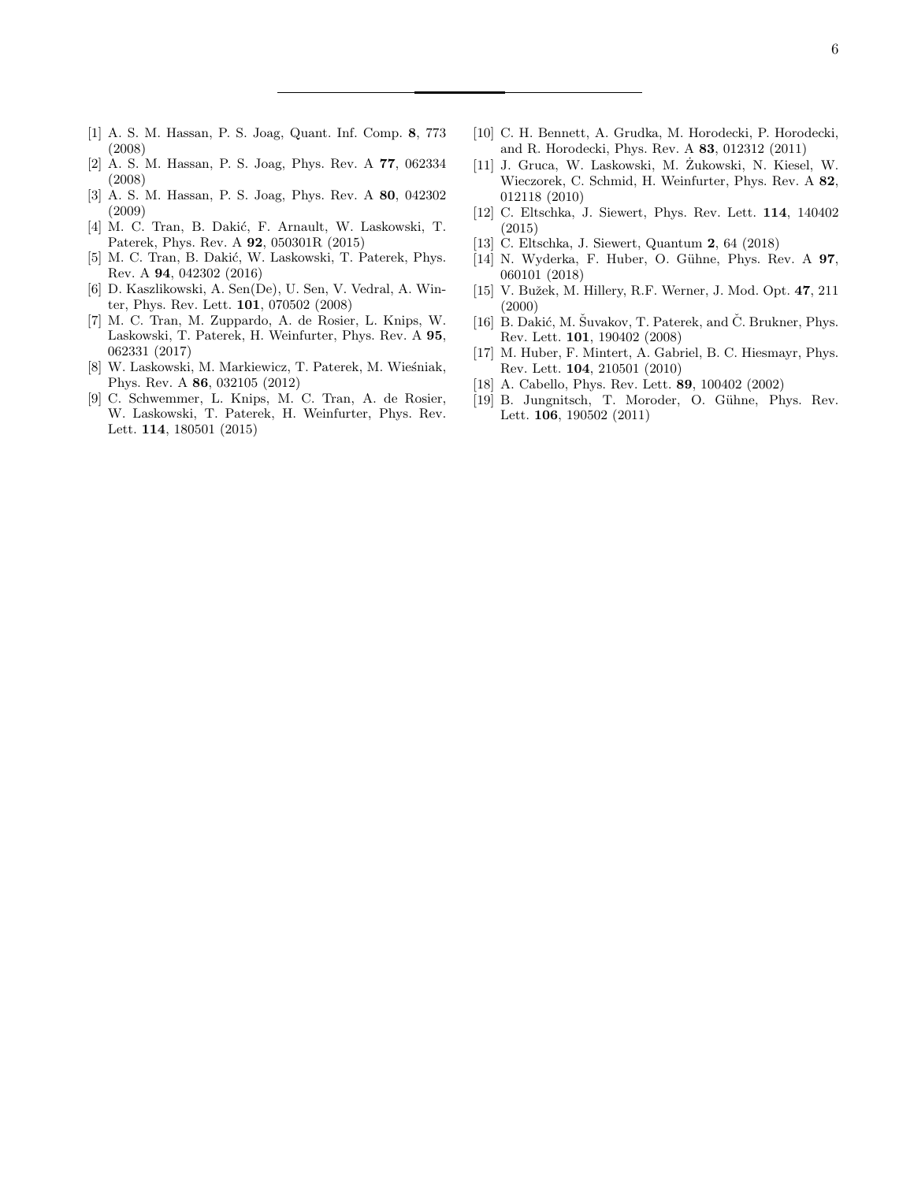[1] A. S. M. Hassan, P. S. Joag, Quant. Inf. Comp. **8**, 773 (2008)

[2] A. S. M. Hassan, P. S. Joag, Phys. Rev. A **77**, 062334 (2008)

[3] A. S. M. Hassan, P. S. Joag, Phys. Rev. A **80**, 042302 (2009)

[4] M. C. Tran, B. Dakić, F. Arnault, W. Laskowski, T. Paterek, Phys. Rev. A **92**, 050301R (2015)

[5] M. C. Tran, B. Dakić, W. Laskowski, T. Paterek, Phys. Rev. A **94**, 042302 (2016)

[6] D. Kaszlikowski, A. Sen(De), U. Sen, V. Vedral, A. Winter, Phys. Rev. Lett. **101**, 070502 (2008)

[7] M. C. Tran, M. Zuppardo, A. de Rosier, L. Knips, W. Laskowski, T. Paterek, H. Weinfurter, Phys. Rev. A **95**, 062331 (2017)

[8] W. Laskowski, M. Markiewicz, T. Paterek, M. Wieśniak, Phys. Rev. A **86**, 032105 (2012)

[9] C. Schwemmer, L. Knips, M. C. Tran, A. de Rosier, W. Laskowski, T. Paterek, H. Weinfurter, Phys. Rev. Lett. **114**, 180501 (2015)

[10] C. H. Bennett, A. Grudka, M. Horodecki, P. Horodecki, and R. Horodecki, Phys. Rev. A **83**, 012312 (2011)

[11] J. Gruca, W. Laskowski, M. Żukowski, N. Kiesel, W. Wieczorek, C. Schmid, H. Weinfurter, Phys. Rev. A **82**, 012118 (2010)

[12] C. Eltschka, J. Siewert, Phys. Rev. Lett. **114**, 140402 (2015)

[13] C. Eltschka, J. Siewert, Quantum **2**, 64 (2018)

[14] N. Wyderka, F. Huber, O. Gühne, Phys. Rev. A **97**, 060101 (2018)

[15] V. Bužek, M. Hillery, R.F. Werner, J. Mod. Opt. **47**, 211 (2000)

[16] B. Dakić, M. Šuvakov, T. Paterek, and Č. Brukner, Phys. Rev. Lett. **101**, 190402 (2008)

[17] M. Huber, F. Mintert, A. Gabriel, B. C. Hiesmayr, Phys. Rev. Lett. **104**, 210501 (2010)

[18] A. Cabello, Phys. Rev. Lett. **89**, 100402 (2002)

[19] B. Jungnitsch, T. Moroder, O. Gühne, Phys. Rev. Lett. **106**, 190502 (2011)